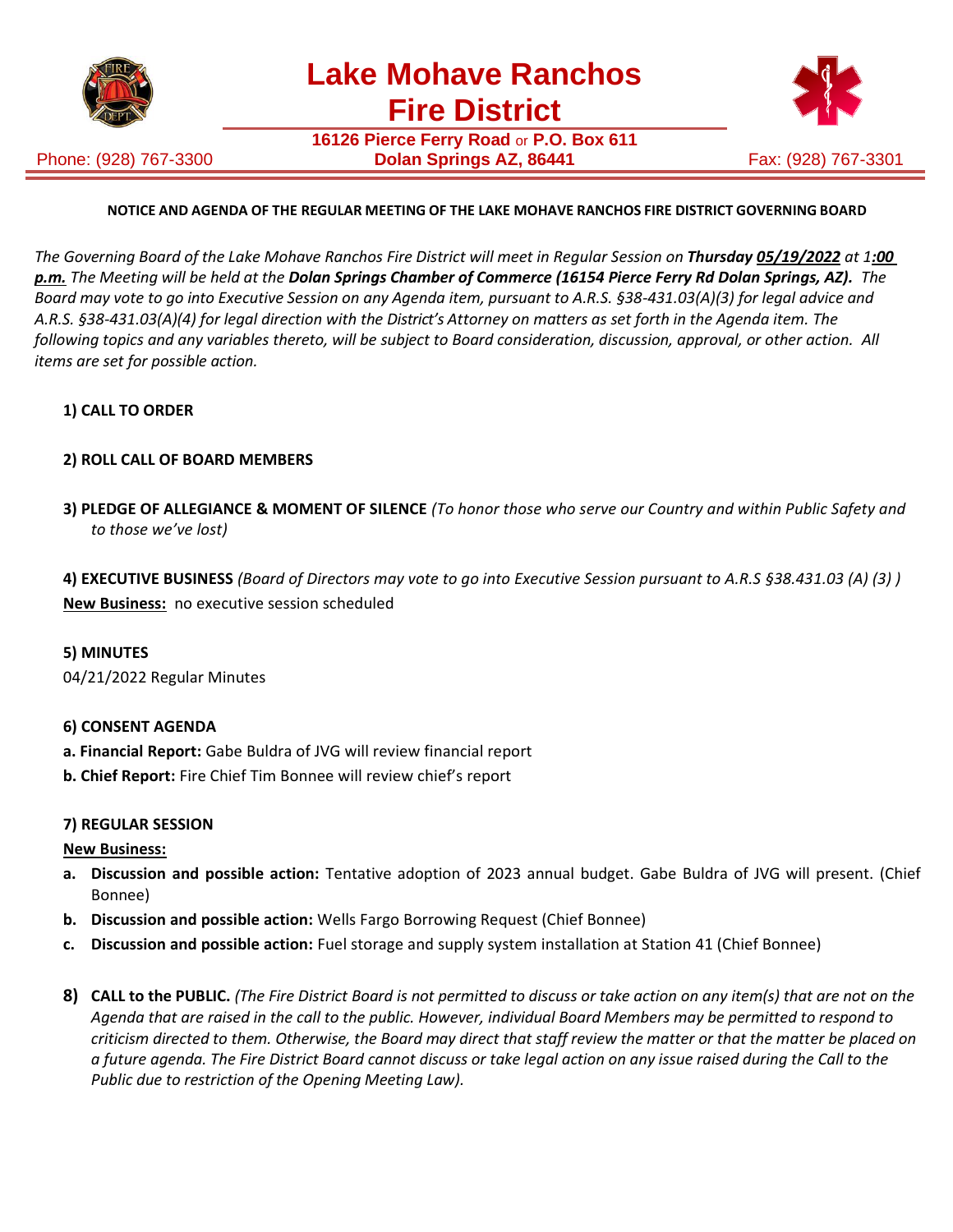# Lake Mohave Ranchos Fire District

**16126 Pierce Ferry Road** or **P.O. Box 611**
**Dolan Springs AZ, 86441**

Phone: (928) 767-3300 Fax: (928) 767-3301

**NOTICE AND AGENDA OF THE REGULAR MEETING OF THE LAKE MOHAVE RANCHOS FIRE DISTRICT GOVERNING BOARD**

*The Governing Board of the Lake Mohave Ranchos Fire District will meet in Regular Session on **Thursday 05/19/2022** at **1:00 p.m.** The Meeting will be held at the **Dolan Springs Chamber of Commerce (16154 Pierce Ferry Rd Dolan Springs, AZ).** The Board may vote to go into Executive Session on any Agenda item, pursuant to A.R.S. §38-431.03(A)(3) for legal advice and A.R.S. §38-431.03(A)(4) for legal direction with the District's Attorney on matters as set forth in the Agenda item. The following topics and any variables thereto, will be subject to Board consideration, discussion, approval, or other action. All items are set for possible action.*

**1) CALL TO ORDER**

**2) ROLL CALL OF BOARD MEMBERS**

**3) PLEDGE OF ALLEGIANCE & MOMENT OF SILENCE** *(To honor those who serve our Country and within Public Safety and to those we've lost)*

**4) EXECUTIVE BUSINESS** *(Board of Directors may vote to go into Executive Session pursuant to A.R.S §38.431.03 (A) (3) )*

**New Business:** no executive session scheduled

**5) MINUTES**

04/21/2022 Regular Minutes

**6) CONSENT AGENDA**

**a. Financial Report:** Gabe Buldra of JVG will review financial report

**b. Chief Report:** Fire Chief Tim Bonnee will review chief's report

**7) REGULAR SESSION**

**New Business:**

- **a. Discussion and possible action:** Tentative adoption of 2023 annual budget. Gabe Buldra of JVG will present. (Chief Bonnee)
- **b. Discussion and possible action:** Wells Fargo Borrowing Request (Chief Bonnee)
- **c. Discussion and possible action:** Fuel storage and supply system installation at Station 41 (Chief Bonnee)

**8) CALL to the PUBLIC.** *(The Fire District Board is not permitted to discuss or take action on any item(s) that are not on the Agenda that are raised in the call to the public. However, individual Board Members may be permitted to respond to criticism directed to them. Otherwise, the Board may direct that staff review the matter or that the matter be placed on a future agenda. The Fire District Board cannot discuss or take legal action on any issue raised during the Call to the Public due to restriction of the Opening Meeting Law).*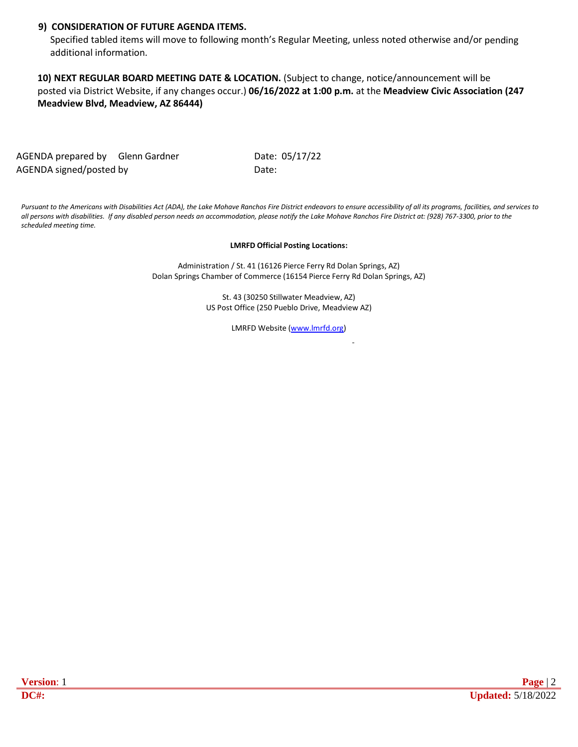**9) CONSIDERATION OF FUTURE AGENDA ITEMS.**

Specified tabled items will move to following month's Regular Meeting, unless noted otherwise and/or pending additional information.

**10) NEXT REGULAR BOARD MEETING DATE & LOCATION.** (Subject to change, notice/announcement will be posted via District Website, if any changes occur.) **06/16/2022 at 1:00 p.m.** at the **Meadview Civic Association (247 Meadview Blvd, Meadview, AZ 86444)**

AGENDA prepared by Glenn Gardner Date: 05/17/22

AGENDA signed/posted by Date:

*Pursuant to the Americans with Disabilities Act (ADA), the Lake Mohave Ranchos Fire District endeavors to ensure accessibility of all its programs, facilities, and services to all persons with disabilities. If any disabled person needs an accommodation, please notify the Lake Mohave Ranchos Fire District at: (928) 767-3300, prior to the scheduled meeting time.*

**LMRFD Official Posting Locations:**

Administration / St. 41 (16126 Pierce Ferry Rd Dolan Springs, AZ)
Dolan Springs Chamber of Commerce (16154 Pierce Ferry Rd Dolan Springs, AZ)

St. 43 (30250 Stillwater Meadview, AZ)
US Post Office (250 Pueblo Drive, Meadview AZ)

LMRFD Website (www.lmrfd.org)

**Version**: 1

**DC#:**

**Updated:** 5/18/2022